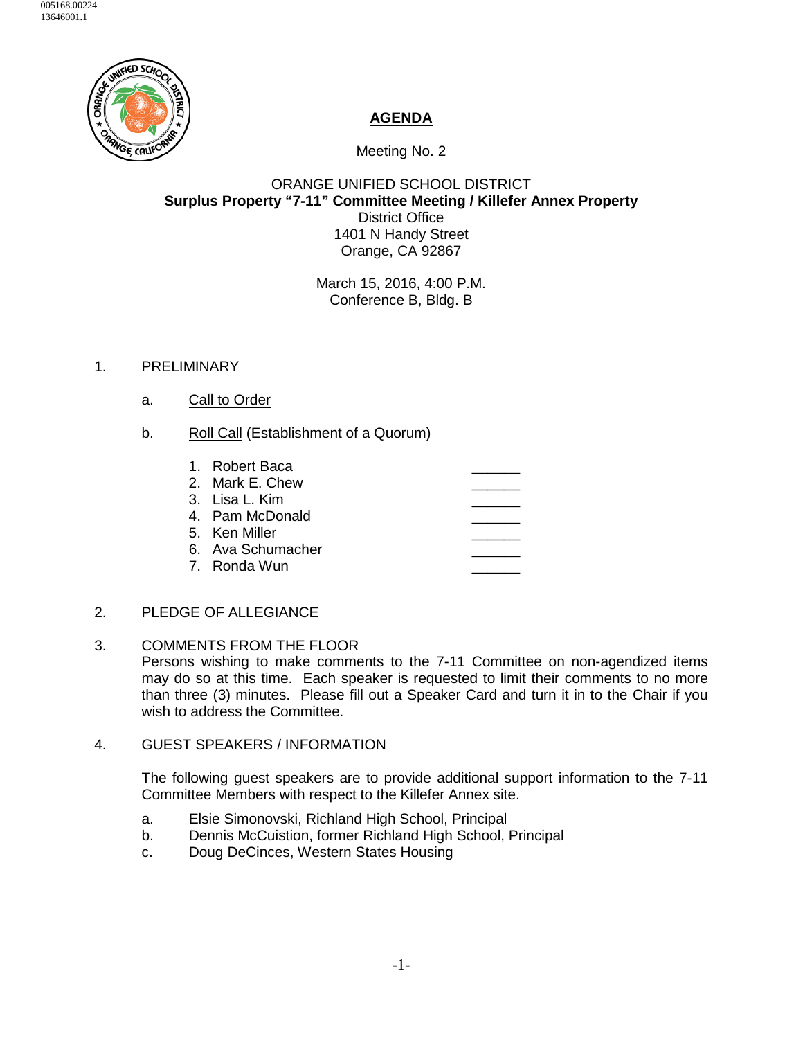005168.00224
13646001.1

# AGENDA

Meeting No. 2

ORANGE UNIFIED SCHOOL DISTRICT
**Surplus Property "7-11" Committee Meeting / Killefer Annex Property**
District Office
1401 N Handy Street
Orange, CA 92867

March 15, 2016, 4:00 P.M.
Conference B, Bldg. B

1. PRELIMINARY

   a. Call to Order

   b. Roll Call (Establishment of a Quorum)

      1. Robert Baca ______
      2. Mark E. Chew ______
      3. Lisa L. Kim ______
      4. Pam McDonald ______
      5. Ken Miller ______
      6. Ava Schumacher ______
      7. Ronda Wun ______

2. PLEDGE OF ALLEGIANCE

3. COMMENTS FROM THE FLOOR
   Persons wishing to make comments to the 7-11 Committee on non-agendized items may do so at this time. Each speaker is requested to limit their comments to no more than three (3) minutes. Please fill out a Speaker Card and turn it in to the Chair if you wish to address the Committee.

4. GUEST SPEAKERS / INFORMATION

   The following guest speakers are to provide additional support information to the 7-11 Committee Members with respect to the Killefer Annex site.

   a. Elsie Simonovski, Richland High School, Principal
   b. Dennis McCuistion, former Richland High School, Principal
   c. Doug DeCinces, Western States Housing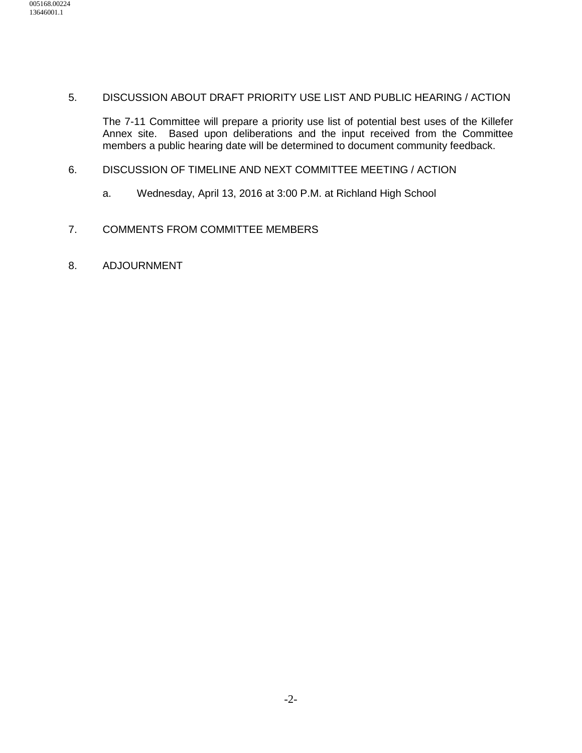5. DISCUSSION ABOUT DRAFT PRIORITY USE LIST AND PUBLIC HEARING / ACTION

   The 7-11 Committee will prepare a priority use list of potential best uses of the Killefer Annex site. Based upon deliberations and the input received from the Committee members a public hearing date will be determined to document community feedback.

6. DISCUSSION OF TIMELINE AND NEXT COMMITTEE MEETING / ACTION

   a. Wednesday, April 13, 2016 at 3:00 P.M. at Richland High School

7. COMMENTS FROM COMMITTEE MEMBERS

8. ADJOURNMENT